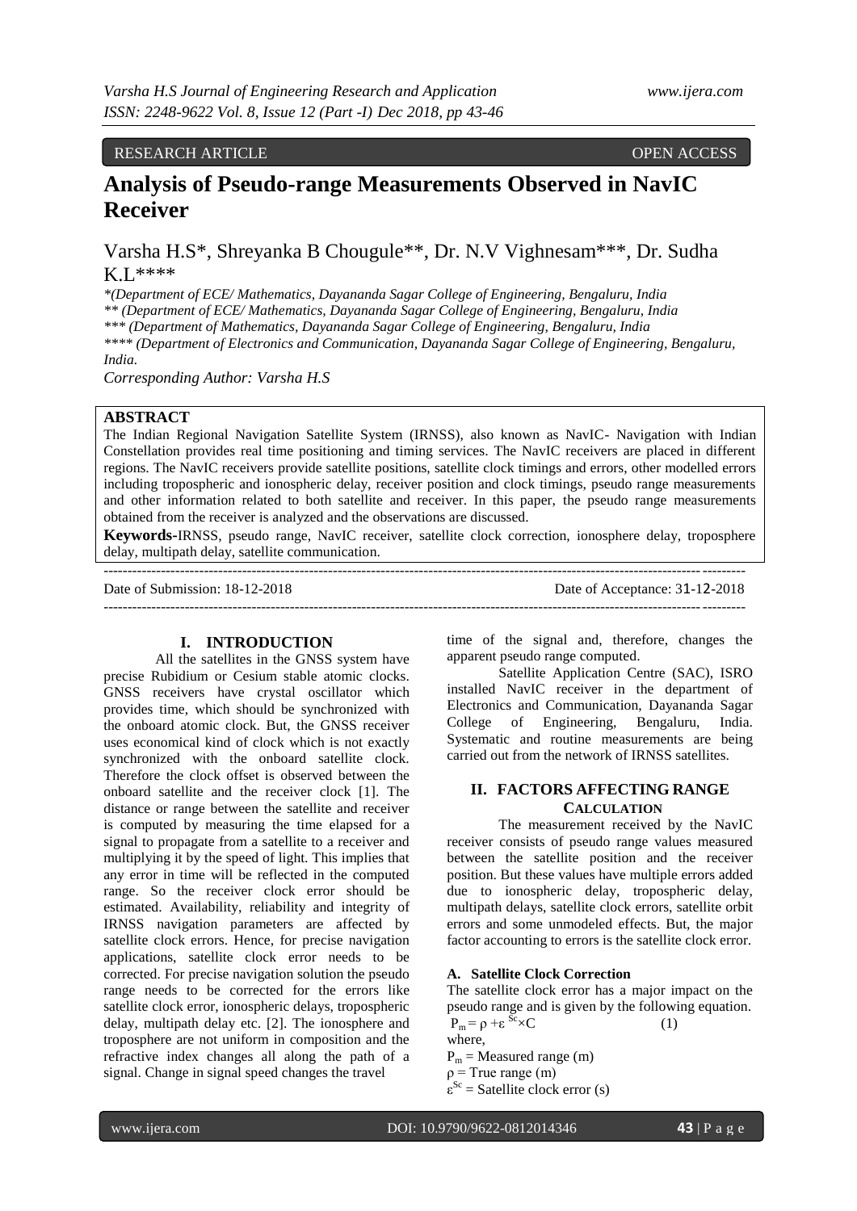RESEARCH ARTICLE OPEN ACCESS

# Analysis of Pseudo-range Measurements Observed in NavIC Receiver

Varsha H.S*, Shreyanka B Chougule**, Dr. N.V Vighnesam***, Dr. Sudha K.L****

*(Department of ECE/ Mathematics, Dayananda Sagar College of Engineering, Bengaluru, India*
*** (Department of ECE/ Mathematics, Dayananda Sagar College of Engineering, Bengaluru, India*
**** (Department of Mathematics, Dayananda Sagar College of Engineering, Bengaluru, India*
***** (Department of Electronics and Communication, Dayananda Sagar College of Engineering, Bengaluru, India.*
*Corresponding Author: Varsha H.S*

## ABSTRACT

The Indian Regional Navigation Satellite System (IRNSS), also known as NavIC- Navigation with Indian Constellation provides real time positioning and timing services. The NavIC receivers are placed in different regions. The NavIC receivers provide satellite positions, satellite clock timings and errors, other modelled errors including tropospheric and ionospheric delay, receiver position and clock timings, pseudo range measurements and other information related to both satellite and receiver. In this paper, the pseudo range measurements obtained from the receiver is analyzed and the observations are discussed.

**Keywords-**IRNSS, pseudo range, NavIC receiver, satellite clock correction, ionosphere delay, troposphere delay, multipath delay, satellite communication.

Date of Submission: 18-12-2018 Date of Acceptance: 31-12-2018

## I. INTRODUCTION

All the satellites in the GNSS system have precise Rubidium or Cesium stable atomic clocks. GNSS receivers have crystal oscillator which provides time, which should be synchronized with the onboard atomic clock. But, the GNSS receiver uses economical kind of clock which is not exactly synchronized with the onboard satellite clock. Therefore the clock offset is observed between the onboard satellite and the receiver clock [1]. The distance or range between the satellite and receiver is computed by measuring the time elapsed for a signal to propagate from a satellite to a receiver and multiplying it by the speed of light. This implies that any error in time will be reflected in the computed range. So the receiver clock error should be estimated. Availability, reliability and integrity of IRNSS navigation parameters are affected by satellite clock errors. Hence, for precise navigation applications, satellite clock error needs to be corrected. For precise navigation solution the pseudo range needs to be corrected for the errors like satellite clock error, ionospheric delays, tropospheric delay, multipath delay etc. [2]. The ionosphere and troposphere are not uniform in composition and the refractive index changes all along the path of a signal. Change in signal speed changes the travel time of the signal and, therefore, changes the apparent pseudo range computed.

Satellite Application Centre (SAC), ISRO installed NavIC receiver in the department of Electronics and Communication, Dayananda Sagar College of Engineering, Bengaluru, India. Systematic and routine measurements are being carried out from the network of IRNSS satellites.

## II. FACTORS AFFECTING RANGE CALCULATION

The measurement received by the NavIC receiver consists of pseudo range values measured between the satellite position and the receiver position. But these values have multiple errors added due to ionospheric delay, tropospheric delay, multipath delays, satellite clock errors, satellite orbit errors and some unmodeled effects. But, the major factor accounting to errors is the satellite clock error.

### A. Satellite Clock Correction

The satellite clock error has a major impact on the pseudo range and is given by the following equation.

$$P_m = \rho + \varepsilon^{Sc} \times C \qquad (1)$$

where,

$P_m$ = Measured range (m)

$\rho$ = True range (m)

$\varepsilon^{Sc}$ = Satellite clock error (s)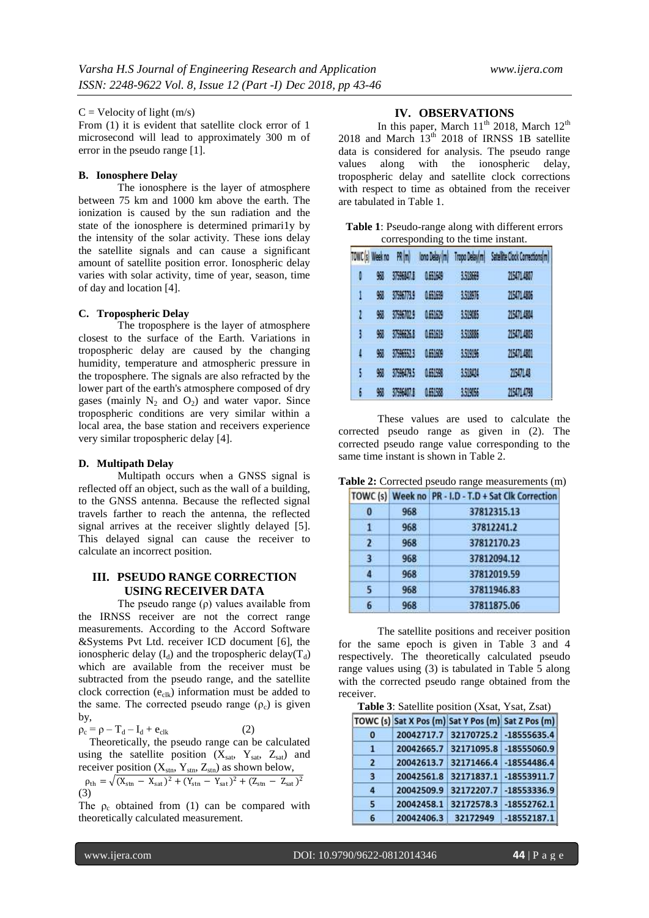C = Velocity of light (m/s)

From (1) it is evident that satellite clock error of 1 microsecond will lead to approximately 300 m of error in the pseudo range [1].

### B. Ionosphere Delay

The ionosphere is the layer of atmosphere between 75 km and 1000 km above the earth. The ionization is caused by the sun radiation and the state of the ionosphere is determined primari1y by the intensity of the solar activity. These ions delay the satellite signals and can cause a significant amount of satellite position error. Ionospheric delay varies with solar activity, time of year, season, time of day and location [4].

### C. Tropospheric Delay

The troposphere is the layer of atmosphere closest to the surface of the Earth. Variations in tropospheric delay are caused by the changing humidity, temperature and atmospheric pressure in the troposphere. The signals are also refracted by the lower part of the earth's atmosphere composed of dry gases (mainly $N_2$ and $O_2$) and water vapor. Since tropospheric conditions are very similar within a local area, the base station and receivers experience very similar tropospheric delay [4].

### D. Multipath Delay

Multipath occurs when a GNSS signal is reflected off an object, such as the wall of a building, to the GNSS antenna. Because the reflected signal travels farther to reach the antenna, the reflected signal arrives at the receiver slightly delayed [5]. This delayed signal can cause the receiver to calculate an incorrect position.

## III. PSEUDO RANGE CORRECTION USING RECEIVER DATA

The pseudo range ($\rho$) values available from the IRNSS receiver are not the correct range measurements. According to the Accord Software &Systems Pvt Ltd. receiver ICD document [6], the ionospheric delay ($I_d$) and the tropospheric delay($T_d$) which are available from the receiver must be subtracted from the pseudo range, and the satellite clock correction ($e_{clk}$) information must be added to the same. The corrected pseudo range ($\rho_c$) is given by,

$$\rho_c = \rho - T_d - I_d + e_{clk} \quad (2)$$

Theoretically, the pseudo range can be calculated using the satellite position ($X_{sat}$, $Y_{sat}$, $Z_{sat}$) and receiver position ($X_{stn}$, $Y_{stn}$, $Z_{stn}$) as shown below,

$$\rho_{th} = \sqrt{(X_{stn} - X_{sat})^2 + (Y_{stn} - Y_{sat})^2 + (Z_{stn} - Z_{sat})^2} \quad (3)$$

The $\rho_c$ obtained from (1) can be compared with theoretically calculated measurement.

## IV. OBSERVATIONS

In this paper, March 11th 2018, March 12th 2018 and March 13th 2018 of IRNSS 1B satellite data is considered for analysis. The pseudo range values along with the ionospheric delay, tropospheric delay and satellite clock corrections with respect to time as obtained from the receiver are tabulated in Table 1.

**Table 1**: Pseudo-range along with different errors corresponding to the time instant.

| TOWC(s) | Week no | PR(m) | Iono Delay(m) | Tropo Delay(m) | Satellite Clock Corrections(m) |
|---|---|---|---|---|---|
| 0 | 968 | 37596847.8 | 0.651649 | 3.518669 | 215471.4807 |
| 1 | 968 | 37596773.9 | 0.651639 | 3.518976 | 215471.4806 |
| 2 | 968 | 37596702.9 | 0.651629 | 3.519085 | 215471.4804 |
| 3 | 968 | 37596626.8 | 0.651619 | 3.518886 | 215471.4803 |
| 4 | 968 | 37596552.3 | 0.651609 | 3.519196 | 215471.4801 |
| 5 | 968 | 37596479.5 | 0.651598 | 3.518414 | 215471.48 |
| 6 | 968 | 37596407.8 | 0.651588 | 3.519056 | 215471.4798 |

These values are used to calculate the corrected pseudo range as given in (2). The corrected pseudo range value corresponding to the same time instant is shown in Table 2.

**Table 2:** Corrected pseudo range measurements (m)

| TOWC (s) | Week no | PR - I.D - T.D + Sat Clk Correction |
|---|---|---|
| 0 | 968 | 37812315.13 |
| 1 | 968 | 37812241.2 |
| 2 | 968 | 37812170.23 |
| 3 | 968 | 37812094.12 |
| 4 | 968 | 37812019.59 |
| 5 | 968 | 37811946.83 |
| 6 | 968 | 37811875.06 |

The satellite positions and receiver position for the same epoch is given in Table 3 and 4 respectively. The theoretically calculated pseudo range values using (3) is tabulated in Table 5 along with the corrected pseudo range obtained from the receiver.

**Table 3**: Satellite position (Xsat, Ysat, Zsat)

| TOWC (s) | Sat X Pos (m) | Sat Y Pos (m) | Sat Z Pos (m) |
|---|---|---|---|
| 0 | 20042717.7 | 32170725.2 | -18555635.4 |
| 1 | 20042665.7 | 32171095.8 | -18555060.9 |
| 2 | 20042613.7 | 32171466.4 | -18554486.4 |
| 3 | 20042561.8 | 32171837.1 | -18553911.7 |
| 4 | 20042509.9 | 32172207.7 | -18553336.9 |
| 5 | 20042458.1 | 32172578.3 | -18552762.1 |
| 6 | 20042406.3 | 32172949 | -18552187.1 |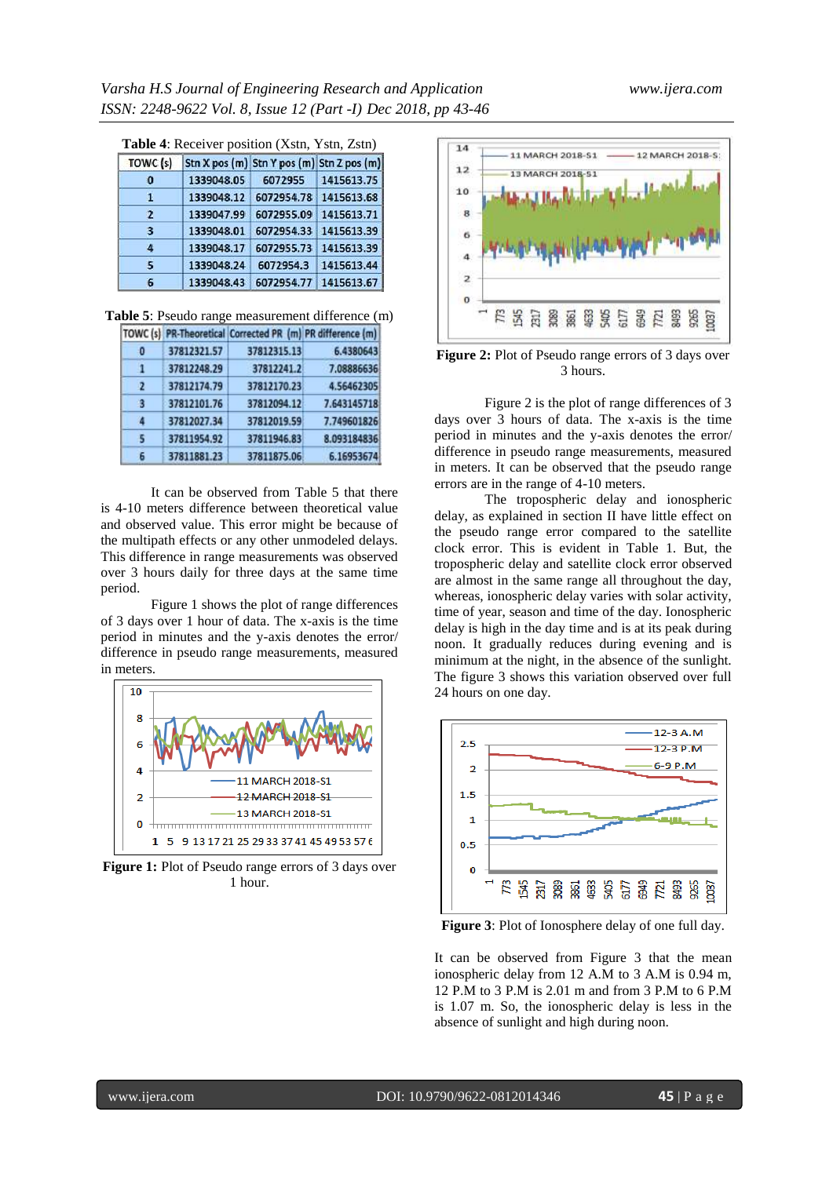**Table 4**: Receiver position (Xstn, Ystn, Zstn)

| TOWC (s) | Stn X pos (m) | Stn Y pos (m) | Stn Z pos (m) |
|---|---|---|---|
| 0 | 1339048.05 | 6072955 | 1415613.75 |
| 1 | 1339048.12 | 6072954.78 | 1415613.68 |
| 2 | 1339047.99 | 6072955.09 | 1415613.71 |
| 3 | 1339048.01 | 6072954.33 | 1415613.39 |
| 4 | 1339048.17 | 6072955.73 | 1415613.39 |
| 5 | 1339048.24 | 6072954.3 | 1415613.44 |
| 6 | 1339048.43 | 6072954.77 | 1415613.67 |

**Table 5**: Pseudo range measurement difference (m)

| TOWC (s) | PR-Theoretical | Corrected PR (m) | PR difference (m) |
|---|---|---|---|
| 0 | 37812321.57 | 37812315.13 | 6.4380643 |
| 1 | 37812248.29 | 37812241.2 | 7.08886636 |
| 2 | 37812174.79 | 37812170.23 | 4.56462305 |
| 3 | 37812101.76 | 37812094.12 | 7.643145718 |
| 4 | 37812027.34 | 37812019.59 | 7.749601826 |
| 5 | 37811954.92 | 37811946.83 | 8.093184836 |
| 6 | 37811881.23 | 37811875.06 | 6.16953674 |

It can be observed from Table 5 that there is 4-10 meters difference between theoretical value and observed value. This error might be because of the multipath effects or any other unmodeled delays. This difference in range measurements was observed over 3 hours daily for three days at the same time period.

Figure 1 shows the plot of range differences of 3 days over 1 hour of data. The x-axis is the time period in minutes and the y-axis denotes the error/ difference in pseudo range measurements, measured in meters.

**Figure 1:** Plot of Pseudo range errors of 3 days over 1 hour.

**Figure 2:** Plot of Pseudo range errors of 3 days over 3 hours.

Figure 2 is the plot of range differences of 3 days over 3 hours of data. The x-axis is the time period in minutes and the y-axis denotes the error/ difference in pseudo range measurements, measured in meters. It can be observed that the pseudo range errors are in the range of 4-10 meters.

The tropospheric delay and ionospheric delay, as explained in section II have little effect on the pseudo range error compared to the satellite clock error. This is evident in Table 1. But, the tropospheric delay and satellite clock error observed are almost in the same range all throughout the day, whereas, ionospheric delay varies with solar activity, time of year, season and time of the day. Ionospheric delay is high in the day time and is at its peak during noon. It gradually reduces during evening and is minimum at the night, in the absence of the sunlight. The figure 3 shows this variation observed over full 24 hours on one day.

**Figure 3**: Plot of Ionosphere delay of one full day.

It can be observed from Figure 3 that the mean ionospheric delay from 12 A.M to 3 A.M is 0.94 m, 12 P.M to 3 P.M is 2.01 m and from 3 P.M to 6 P.M is 1.07 m. So, the ionospheric delay is less in the absence of sunlight and high during noon.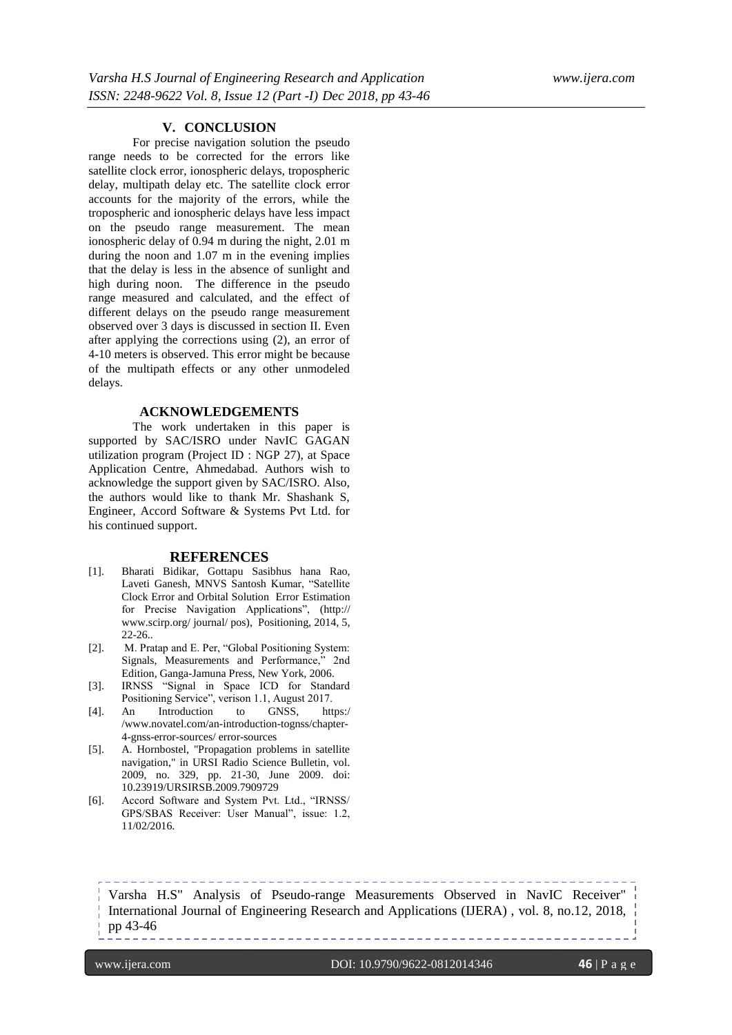## V. CONCLUSION

For precise navigation solution the pseudo range needs to be corrected for the errors like satellite clock error, ionospheric delays, tropospheric delay, multipath delay etc. The satellite clock error accounts for the majority of the errors, while the tropospheric and ionospheric delays have less impact on the pseudo range measurement. The mean ionospheric delay of 0.94 m during the night, 2.01 m during the noon and 1.07 m in the evening implies that the delay is less in the absence of sunlight and high during noon. The difference in the pseudo range measured and calculated, and the effect of different delays on the pseudo range measurement observed over 3 days is discussed in section II. Even after applying the corrections using (2), an error of 4-10 meters is observed. This error might be because of the multipath effects or any other unmodeled delays.

## ACKNOWLEDGEMENTS

The work undertaken in this paper is supported by SAC/ISRO under NavIC GAGAN utilization program (Project ID : NGP 27), at Space Application Centre, Ahmedabad. Authors wish to acknowledge the support given by SAC/ISRO. Also, the authors would like to thank Mr. Shashank S, Engineer, Accord Software & Systems Pvt Ltd. for his continued support.

## REFERENCES

[1]. Bharati Bidikar, Gottapu Sasibhus hana Rao, Laveti Ganesh, MNVS Santosh Kumar, "Satellite Clock Error and Orbital Solution Error Estimation for Precise Navigation Applications", (http:// www.scirp.org/ journal/ pos), Positioning, 2014, 5, 22-26..

[2]. M. Pratap and E. Per, "Global Positioning System: Signals, Measurements and Performance," 2nd Edition, Ganga-Jamuna Press, New York, 2006.

[3]. IRNSS "Signal in Space ICD for Standard Positioning Service", verison 1.1, August 2017.

[4]. An Introduction to GNSS, https:/ /www.novatel.com/an-introduction-tognss/chapter-4-gnss-error-sources/ error-sources

[5]. A. Hornbostel, "Propagation problems in satellite navigation," in URSI Radio Science Bulletin, vol. 2009, no. 329, pp. 21-30, June 2009. doi: 10.23919/URSIRSB.2009.7909729

[6]. Accord Software and System Pvt. Ltd., "IRNSS/ GPS/SBAS Receiver: User Manual", issue: 1.2, 11/02/2016.

Varsha H.S" Analysis of Pseudo-range Measurements Observed in NavIC Receiver" International Journal of Engineering Research and Applications (IJERA) , vol. 8, no.12, 2018, pp 43-46